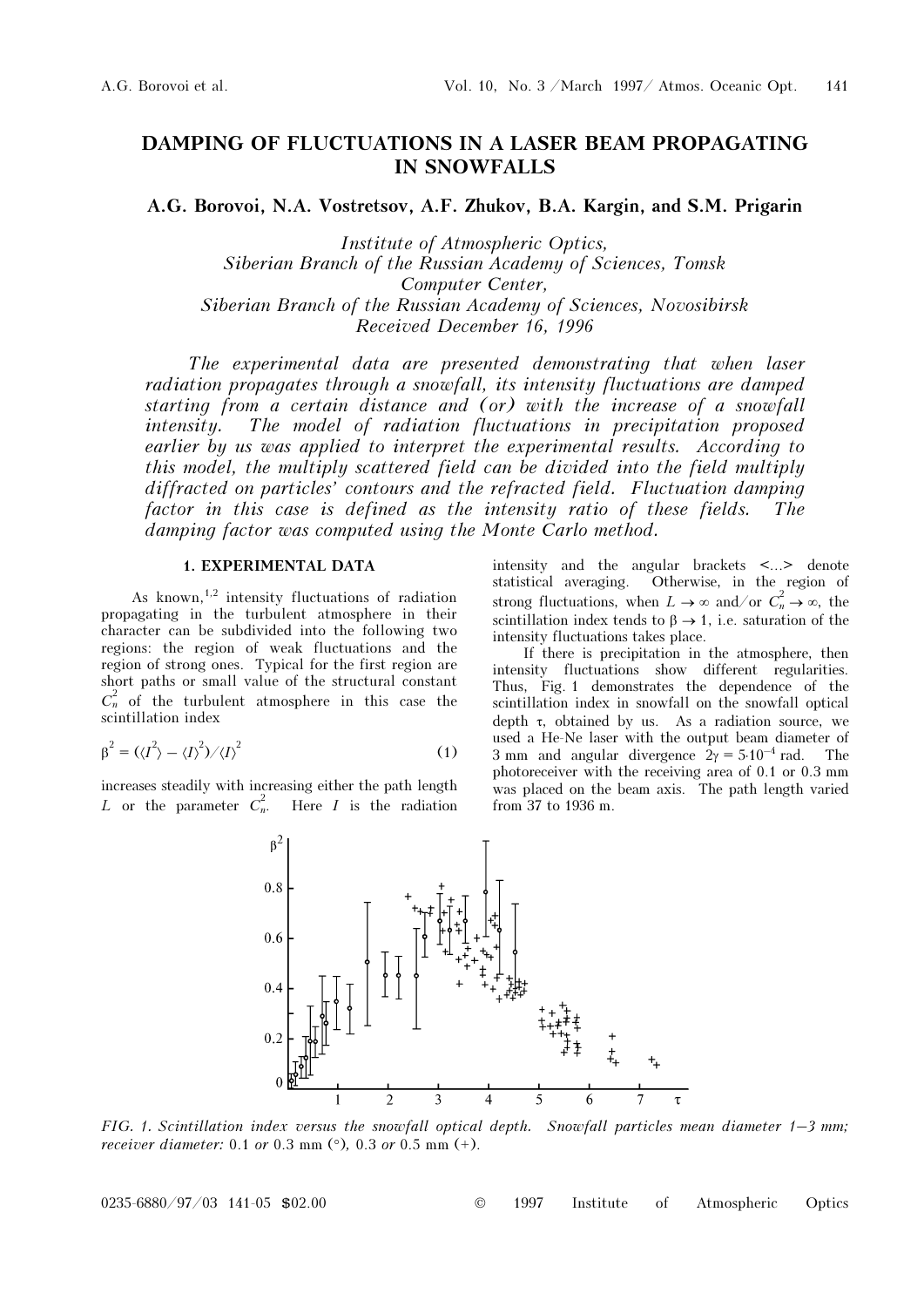# DAMPING OF FLUCTUATIONS IN A LASER BEAM PROPAGATING IN SNOWFALLS

**A.G. Borovoi, N.A. Vostretsov, A.F. Zhukov, B.A. Kargin, and S.M. Prigarin**

*Institute of Atmospheric Optics,*
*Siberian Branch of the Russian Academy of Sciences, Tomsk*
*Computer Center,*
*Siberian Branch of the Russian Academy of Sciences, Novosibirsk*
*Received December 16, 1996*

*The experimental data are presented demonstrating that when laser radiation propagates through a snowfall, its intensity fluctuations are damped starting from a certain distance and (or) with the increase of a snowfall intensity. The model of radiation fluctuations in precipitation proposed earlier by us was applied to interpret the experimental results. According to this model, the multiply scattered field can be divided into the field multiply diffracted on particles' contours and the refracted field. Fluctuation damping factor in this case is defined as the intensity ratio of these fields. The damping factor was computed using the Monte Carlo method.*

## 1. EXPERIMENTAL DATA

As known,[1,2] intensity fluctuations of radiation propagating in the turbulent atmosphere in their character can be subdivided into the following two regions: the region of weak fluctuations and the region of strong ones. Typical for the first region are short paths or small value of the structural constant $C_n^2$ of the turbulent atmosphere in this case the scintillation index

$$\beta^2 = (\langle I^2 \rangle - \langle I \rangle^2)/\langle I \rangle^2 \tag{1}$$

increases steadily with increasing either the path length $L$ or the parameter $C_n^2$. Here $I$ is the radiation intensity and the angular brackets <...> denote statistical averaging. Otherwise, in the region of strong fluctuations, when $L \to \infty$ and/or $C_n^2 \to \infty$, the scintillation index tends to $\beta \to 1$, i.e. saturation of the intensity fluctuations takes place.

If there is precipitation in the atmosphere, then intensity fluctuations show different regularities. Thus, Fig. 1 demonstrates the dependence of the scintillation index in snowfall on the snowfall optical depth $\tau$, obtained by us. As a radiation source, we used a He-Ne laser with the output beam diameter of 3 mm and angular divergence $2\gamma = 5{\cdot}10^{-4}$ rad. The photoreceiver with the receiving area of 0.1 or 0.3 mm was placed on the beam axis. The path length varied from 37 to 1936 m.

FIG. 1. *Scintillation index versus the snowfall optical depth. Snowfall particles mean diameter 1–3 mm; receiver diameter:* 0.1 *or* 0.3 mm (°), 0.3 *or* 0.5 mm (+).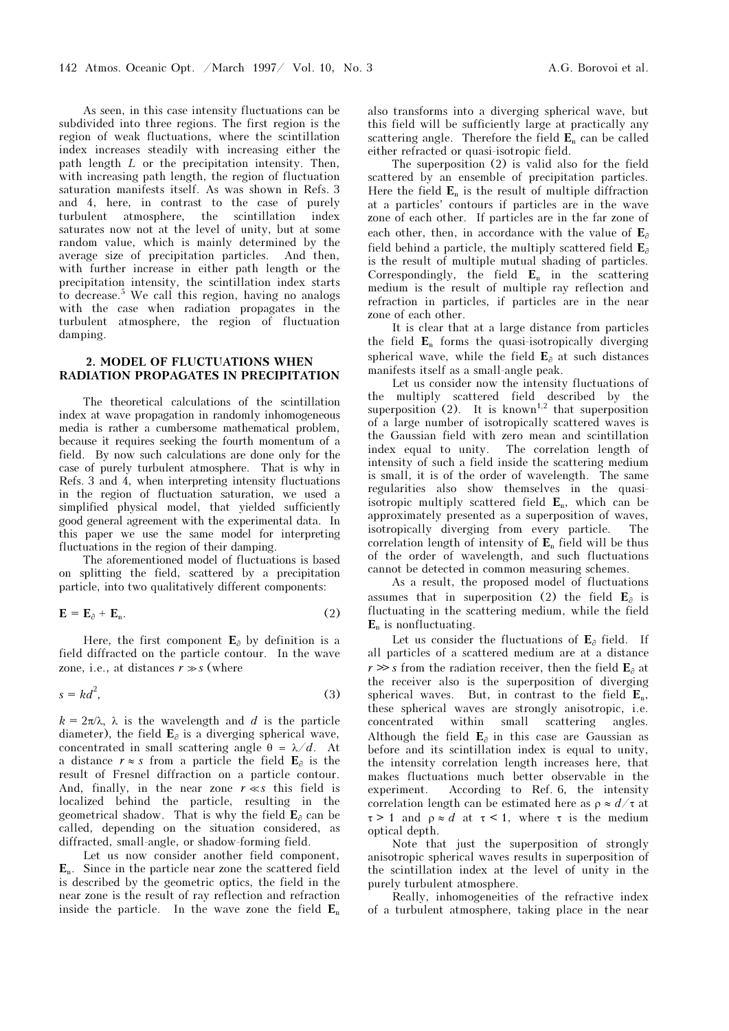As seen, in this case intensity fluctuations can be subdivided into three regions. The first region is the region of weak fluctuations, where the scintillation index increases steadily with increasing either the path length $L$ or the precipitation intensity. Then, with increasing path length, the region of fluctuation saturation manifests itself. As was shown in Refs. 3 and 4, here, in contrast to the case of purely turbulent atmosphere, the scintillation index saturates now not at the level of unity, but at some random value, which is mainly determined by the average size of precipitation particles. And then, with further increase in either path length or the precipitation intensity, the scintillation index starts to decrease.[5] We call this region, having no analogs with the case when radiation propagates in the turbulent atmosphere, the region of fluctuation damping.

## 2. MODEL OF FLUCTUATIONS WHEN RADIATION PROPAGATES IN PRECIPITATION

The theoretical calculations of the scintillation index at wave propagation in randomly inhomogeneous media is rather a cumbersome mathematical problem, because it requires seeking the fourth momentum of a field. By now such calculations are done only for the case of purely turbulent atmosphere. That is why in Refs. 3 and 4, when interpreting intensity fluctuations in the region of fluctuation saturation, we used a simplified physical model, that yielded sufficiently good general agreement with the experimental data. In this paper we use the same model for interpreting fluctuations in the region of their damping.

The aforementioned model of fluctuations is based on splitting the field, scattered by a precipitation particle, into two qualitatively different components:

$$\mathbf{E} = \mathbf{E}_{\partial} + \mathbf{E}_{\mathrm{n}}. \tag{2}$$

Here, the first component $\mathbf{E}_{\partial}$ by definition is a field diffracted on the particle contour. In the wave zone, i.e., at distances $r \gg s$ (where

$$s = kd^2, \tag{3}$$

$k = 2\pi/\lambda$, $\lambda$ is the wavelength and $d$ is the particle diameter), the field $\mathbf{E}_{\partial}$ is a diverging spherical wave, concentrated in small scattering angle $\theta = \lambda/d$. At a distance $r \approx s$ from a particle the field $\mathbf{E}_{\partial}$ is the result of Fresnel diffraction on a particle contour. And, finally, in the near zone $r \ll s$ this field is localized behind the particle, resulting in the geometrical shadow. That is why the field $\mathbf{E}_{\partial}$ can be called, depending on the situation considered, as diffracted, small-angle, or shadow-forming field.

Let us now consider another field component, $\mathbf{E}_{\mathrm{n}}$. Since in the particle near zone the scattered field is described by the geometric optics, the field in the near zone is the result of ray reflection and refraction inside the particle. In the wave zone the field $\mathbf{E}_{\mathrm{n}}$ also transforms into a diverging spherical wave, but this field will be sufficiently large at practically any scattering angle. Therefore the field $\mathbf{E}_{\mathrm{n}}$ can be called either refracted or quasi-isotropic field.

The superposition (2) is valid also for the field scattered by an ensemble of precipitation particles. Here the field $\mathbf{E}_{\mathrm{n}}$ is the result of multiple diffraction at a particles' contours if particles are in the wave zone of each other. If particles are in the far zone of each other, then, in accordance with the value of $\mathbf{E}_{\partial}$ field behind a particle, the multiply scattered field $\mathbf{E}_{\partial}$ is the result of multiple mutual shading of particles. Correspondingly, the field $\mathbf{E}_{\mathrm{n}}$ in the scattering medium is the result of multiple ray reflection and refraction in particles, if particles are in the near zone of each other.

It is clear that at a large distance from particles the field $\mathbf{E}_{\mathrm{n}}$ forms the quasi-isotropically diverging spherical wave, while the field $\mathbf{E}_{\partial}$ at such distances manifests itself as a small-angle peak.

Let us consider now the intensity fluctuations of the multiply scattered field described by the superposition (2). It is known[1,2] that superposition of a large number of isotropically scattered waves is the Gaussian field with zero mean and scintillation index equal to unity. The correlation length of intensity of such a field inside the scattering medium is small, it is of the order of wavelength. The same regularities also show themselves in the quasi-isotropic multiply scattered field $\mathbf{E}_{\mathrm{n}}$, which can be approximately presented as a superposition of waves, isotropically diverging from every particle. The correlation length of intensity of $\mathbf{E}_{\mathrm{n}}$ field will be thus of the order of wavelength, and such fluctuations cannot be detected in common measuring schemes.

As a result, the proposed model of fluctuations assumes that in superposition (2) the field $\mathbf{E}_{\partial}$ is fluctuating in the scattering medium, while the field $\mathbf{E}_{\mathrm{n}}$ is nonfluctuating.

Let us consider the fluctuations of $\mathbf{E}_{\partial}$ field. If all particles of a scattered medium are at a distance $r \gg s$ from the radiation receiver, then the field $\mathbf{E}_{\partial}$ at the receiver also is the superposition of diverging spherical waves. But, in contrast to the field $\mathbf{E}_{\mathrm{n}}$, these spherical waves are strongly anisotropic, i.e. concentrated within small scattering angles. Although the field $\mathbf{E}_{\partial}$ in this case are Gaussian as before and its scintillation index is equal to unity, the intensity correlation length increases here, that makes fluctuations much better observable in the experiment. According to Ref. 6, the intensity correlation length can be estimated here as $\rho \approx d/\tau$ at $\tau > 1$ and $\rho \approx d$ at $\tau < 1$, where $\tau$ is the medium optical depth.

Note that just the superposition of strongly anisotropic spherical waves results in superposition of the scintillation index at the level of unity in the purely turbulent atmosphere.

Really, inhomogeneities of the refractive index of a turbulent atmosphere, taking place in the near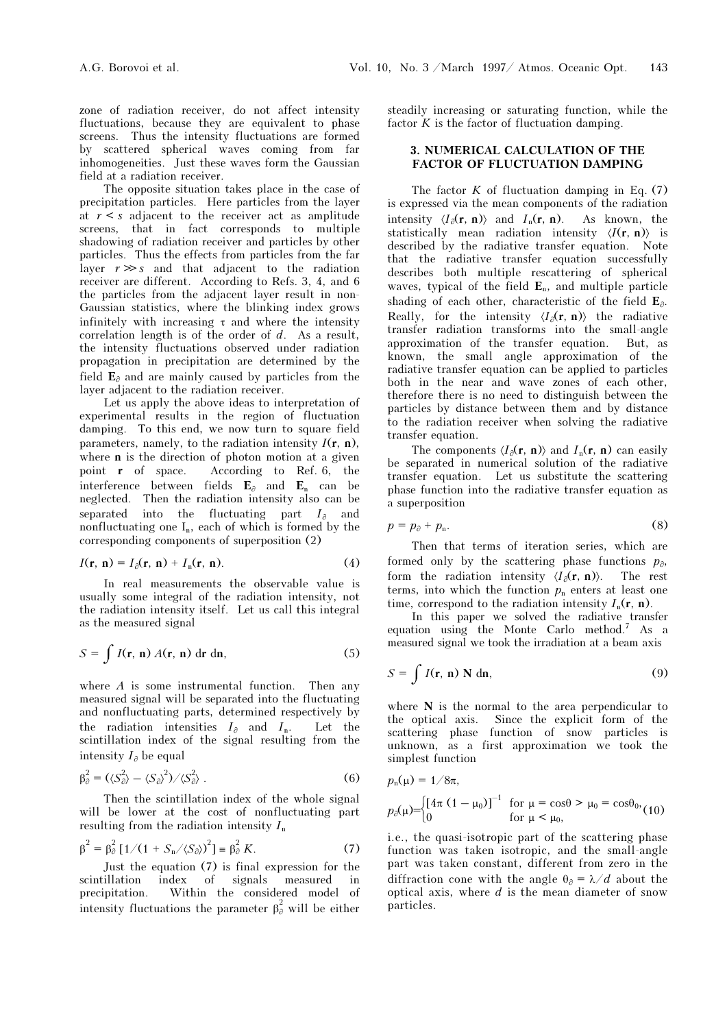zone of radiation receiver, do not affect intensity fluctuations, because they are equivalent to phase screens. Thus the intensity fluctuations are formed by scattered spherical waves coming from far inhomogeneities. Just these waves form the Gaussian field at a radiation receiver.

The opposite situation takes place in the case of precipitation particles. Here particles from the layer at $r < s$ adjacent to the receiver act as amplitude screens, that in fact corresponds to multiple shadowing of radiation receiver and particles by other particles. Thus the effects from particles from the far layer $r \gg s$ and that adjacent to the radiation receiver are different. According to Refs. 3, 4, and 6 the particles from the adjacent layer result in non-Gaussian statistics, where the blinking index grows infinitely with increasing $\tau$ and where the intensity correlation length is of the order of $d$. As a result, the intensity fluctuations observed under radiation propagation in precipitation are determined by the field $\mathbf{E}_\partial$ and are mainly caused by particles from the layer adjacent to the radiation receiver.

Let us apply the above ideas to interpretation of experimental results in the region of fluctuation damping. To this end, we now turn to square field parameters, namely, to the radiation intensity $I(\mathbf{r}, \mathbf{n})$, where $\mathbf{n}$ is the direction of photon motion at a given point $\mathbf{r}$ of space. According to Ref. 6, the interference between fields $\mathbf{E}_\partial$ and $\mathbf{E}_n$ can be neglected. Then the radiation intensity also can be separated into the fluctuating part $I_\partial$ and nonfluctuating one $I_n$, each of which is formed by the corresponding components of superposition (2)

$$I(\mathbf{r}, \mathbf{n}) = I_\partial(\mathbf{r}, \mathbf{n}) + I_n(\mathbf{r}, \mathbf{n}). \tag{4}$$

In real measurements the observable value is usually some integral of the radiation intensity, not the radiation intensity itself. Let us call this integral as the measured signal

$$S = \int I(\mathbf{r}, \mathbf{n})\, A(\mathbf{r}, \mathbf{n})\, d\mathbf{r}\, d\mathbf{n}, \tag{5}$$

where $A$ is some instrumental function. Then any measured signal will be separated into the fluctuating and nonfluctuating parts, determined respectively by the radiation intensities $I_\partial$ and $I_n$. Let the scintillation index of the signal resulting from the intensity $I_\partial$ be equal

$$\beta_\partial^2 = (\langle S_\partial^2 \rangle - \langle S_\partial \rangle^2)/\langle S_\partial^2 \rangle . \tag{6}$$

Then the scintillation index of the whole signal will be lower at the cost of nonfluctuating part resulting from the radiation intensity $I_n$

$$\beta^2 = \beta_\partial^2\, [1/(1 + S_n/\langle S_\partial \rangle)^2] \equiv \beta_\partial^2\, K. \tag{7}$$

Just the equation (7) is final expression for the scintillation index of signals measured in precipitation. Within the considered model of intensity fluctuations the parameter $\beta_\partial^2$ will be either steadily increasing or saturating function, while the factor $K$ is the factor of fluctuation damping.

## 3. NUMERICAL CALCULATION OF THE FACTOR OF FLUCTUATION DAMPING

The factor $K$ of fluctuation damping in Eq. (7) is expressed via the mean components of the radiation intensity $\langle I_\partial(\mathbf{r}, \mathbf{n})\rangle$ and $I_n(\mathbf{r}, \mathbf{n})$. As known, the statistically mean radiation intensity $\langle I(\mathbf{r}, \mathbf{n})\rangle$ is described by the radiative transfer equation. Note that the radiative transfer equation successfully describes both multiple rescattering of spherical waves, typical of the field $\mathbf{E}_n$, and multiple particle shading of each other, characteristic of the field $\mathbf{E}_\partial$. Really, for the intensity $\langle I_\partial(\mathbf{r}, \mathbf{n})\rangle$ the radiative transfer radiation transforms into the small-angle approximation of the transfer equation. But, as known, the small angle approximation of the radiative transfer equation can be applied to particles both in the near and wave zones of each other, therefore there is no need to distinguish between the particles by distance between them and by distance to the radiation receiver when solving the radiative transfer equation.

The components $\langle I_\partial(\mathbf{r}, \mathbf{n})\rangle$ and $I_n(\mathbf{r}, \mathbf{n})$ can easily be separated in numerical solution of the radiative transfer equation. Let us substitute the scattering phase function into the radiative transfer equation as a superposition

$$p = p_\partial + p_n. \tag{8}$$

Then that terms of iteration series, which are formed only by the scattering phase functions $p_\partial$, form the radiation intensity $\langle I_\partial(\mathbf{r}, \mathbf{n})\rangle$. The rest terms, into which the function $p_n$ enters at least one time, correspond to the radiation intensity $I_n(\mathbf{r}, \mathbf{n})$.

In this paper we solved the radiative transfer equation using the Monte Carlo method.[7] As a measured signal we took the irradiation at a beam axis

$$S = \int I(\mathbf{r}, \mathbf{n})\, \mathbf{N}\, d\mathbf{n}, \tag{9}$$

where $\mathbf{N}$ is the normal to the area perpendicular to the optical axis. Since the explicit form of the scattering phase function of snow particles is unknown, as a first approximation we took the simplest function

$$p_n(\mu) = 1/8\pi,$$

$$p_\partial(\mu) = \begin{cases} [4\pi\,(1 - \mu_0)]^{-1} & \text{for } \mu = \cos\theta > \mu_0 = \cos\theta_0, \\ 0 & \text{for } \mu < \mu_0, \end{cases} \tag{10}$$

i.e., the quasi-isotropic part of the scattering phase function was taken isotropic, and the small-angle part was taken constant, different from zero in the diffraction cone with the angle $\theta_\partial = \lambda/d$ about the optical axis, where $d$ is the mean diameter of snow particles.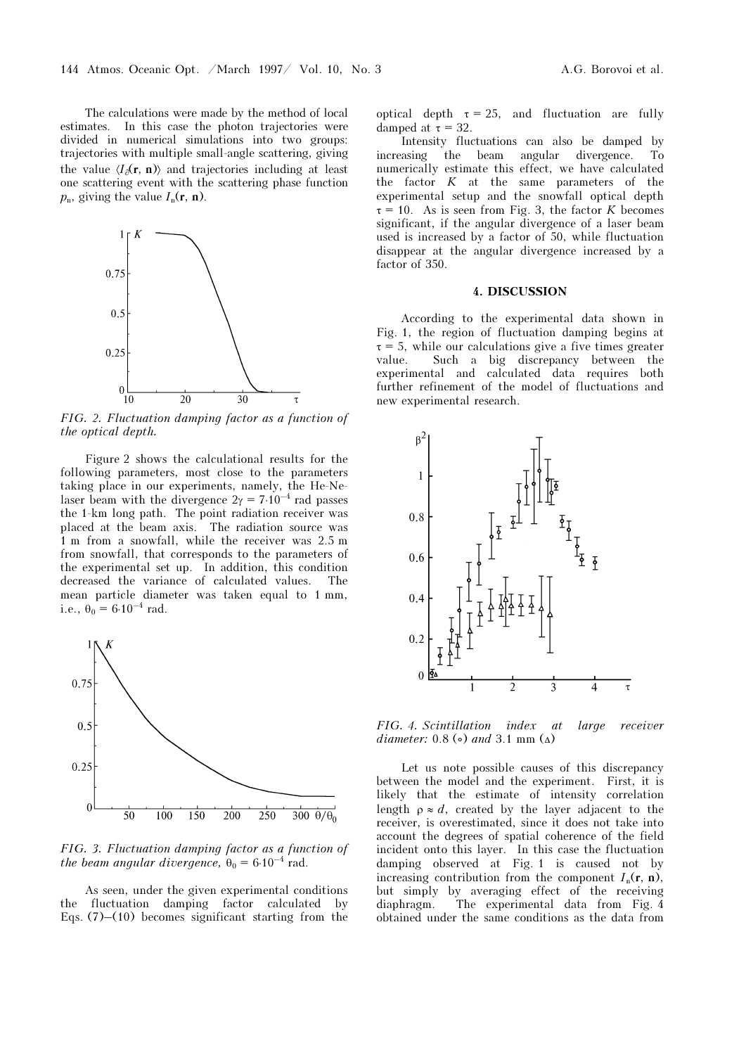The calculations were made by the method of local estimates. In this case the photon trajectories were divided in numerical simulations into two groups: trajectories with multiple small-angle scattering, giving the value $\langle I_\delta(\mathbf{r}, \mathbf{n})\rangle$ and trajectories including at least one scattering event with the scattering phase function $p_n$, giving the value $I_n(\mathbf{r}, \mathbf{n})$.

FIG. 2. *Fluctuation damping factor as a function of the optical depth.*

Figure 2 shows the calculational results for the following parameters, most close to the parameters taking place in our experiments, namely, the He-Ne-laser beam with the divergence $2\gamma = 7{\cdot}10^{-4}$ rad passes the 1-km long path. The point radiation receiver was placed at the beam axis. The radiation source was 1 m from a snowfall, while the receiver was 2.5 m from snowfall, that corresponds to the parameters of the experimental set up. In addition, this condition decreased the variance of calculated values. The mean particle diameter was taken equal to 1 mm, i.e., $\theta_0 = 6{\cdot}10^{-4}$ rad.

FIG. 3. *Fluctuation damping factor as a function of the beam angular divergence,* $\theta_0 = 6{\cdot}10^{-4}$ *rad.*

As seen, under the given experimental conditions the fluctuation damping factor calculated by Eqs. (7)–(10) becomes significant starting from the optical depth $\tau = 25$, and fluctuation are fully damped at $\tau = 32$.

Intensity fluctuations can also be damped by increasing the beam angular divergence. To numerically estimate this effect, we have calculated the factor $K$ at the same parameters of the experimental setup and the snowfall optical depth $\tau = 10$. As is seen from Fig. 3, the factor $K$ becomes significant, if the angular divergence of a laser beam used is increased by a factor of 50, while fluctuation disappear at the angular divergence increased by a factor of 350.

## 4. DISCUSSION

According to the experimental data shown in Fig. 1, the region of fluctuation damping begins at $\tau = 5$, while our calculations give a five times greater value. Such a big discrepancy between the experimental and calculated data requires both further refinement of the model of fluctuations and new experimental research.

FIG. 4. *Scintillation index at large receiver diameter:* 0.8 (∘) *and* 3.1 mm (▵)

Let us note possible causes of this discrepancy between the model and the experiment. First, it is likely that the estimate of intensity correlation length $\rho \approx d$, created by the layer adjacent to the receiver, is overestimated, since it does not take into account the degrees of spatial coherence of the field incident onto this layer. In this case the fluctuation damping observed at Fig. 1 is caused not by increasing contribution from the component $I_n(\mathbf{r}, \mathbf{n})$, but simply by averaging effect of the receiving diaphragm. The experimental data from Fig. 4 obtained under the same conditions as the data from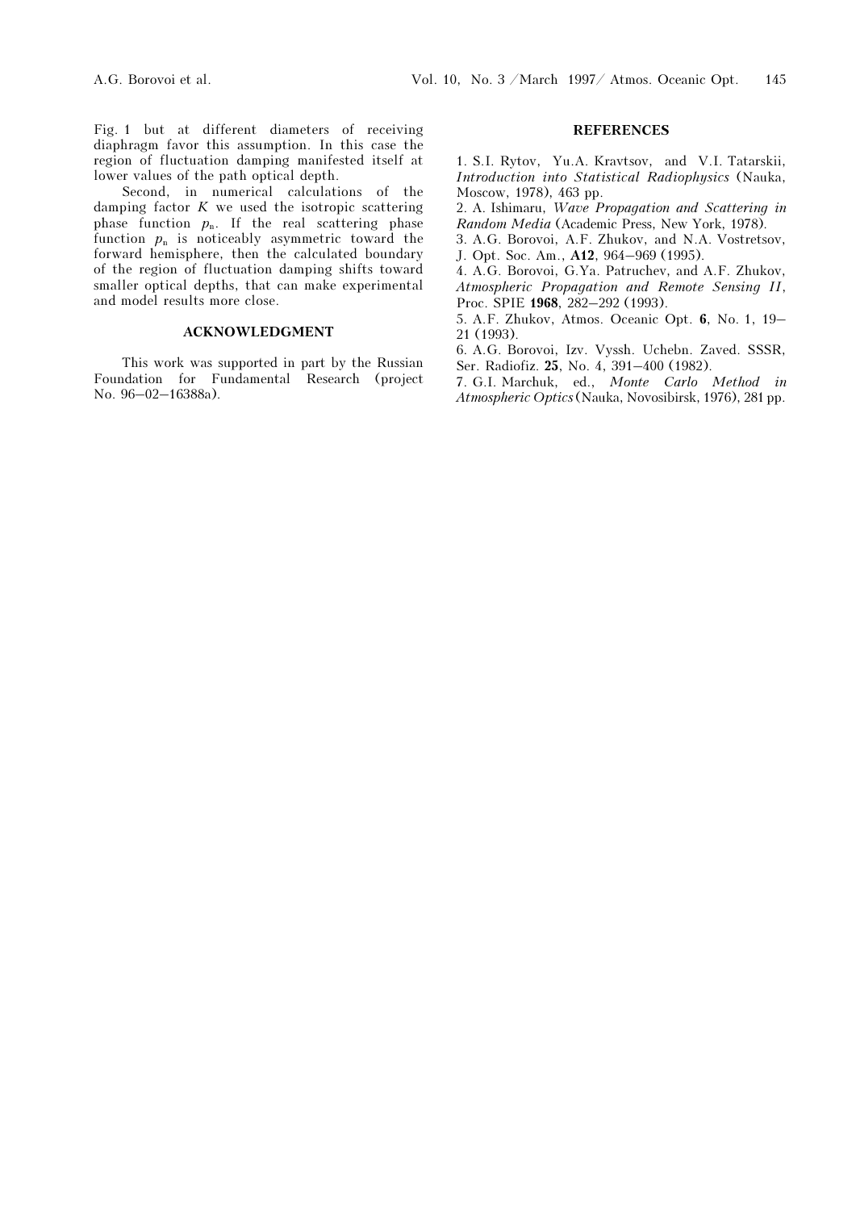Fig. 1 but at different diameters of receiving diaphragm favor this assumption. In this case the region of fluctuation damping manifested itself at lower values of the path optical depth.

Second, in numerical calculations of the damping factor $K$ we used the isotropic scattering phase function $p_n$. If the real scattering phase function $p_n$ is noticeably asymmetric toward the forward hemisphere, then the calculated boundary of the region of fluctuation damping shifts toward smaller optical depths, that can make experimental and model results more close.

## ACKNOWLEDGMENT

This work was supported in part by the Russian Foundation for Fundamental Research (project No. 96–02–16388a).

## REFERENCES

1. S.I. Rytov, Yu.A. Kravtsov, and V.I. Tatarskii, *Introduction into Statistical Radiophysics* (Nauka, Moscow, 1978), 463 pp.
2. A. Ishimaru, *Wave Propagation and Scattering in Random Media* (Academic Press, New York, 1978).
3. A.G. Borovoi, A.F. Zhukov, and N.A. Vostretsov, J. Opt. Soc. Am., **A12**, 964–969 (1995).
4. A.G. Borovoi, G.Ya. Patruchev, and A.F. Zhukov, *Atmospheric Propagation and Remote Sensing II*, Proc. SPIE **1968**, 282–292 (1993).
5. A.F. Zhukov, Atmos. Oceanic Opt. **6**, No. 1, 19–21 (1993).
6. A.G. Borovoi, Izv. Vyssh. Uchebn. Zaved. SSSR, Ser. Radiofiz. **25**, No. 4, 391–400 (1982).
7. G.I. Marchuk, ed., *Monte Carlo Method in Atmospheric Optics* (Nauka, Novosibirsk, 1976), 281 pp.